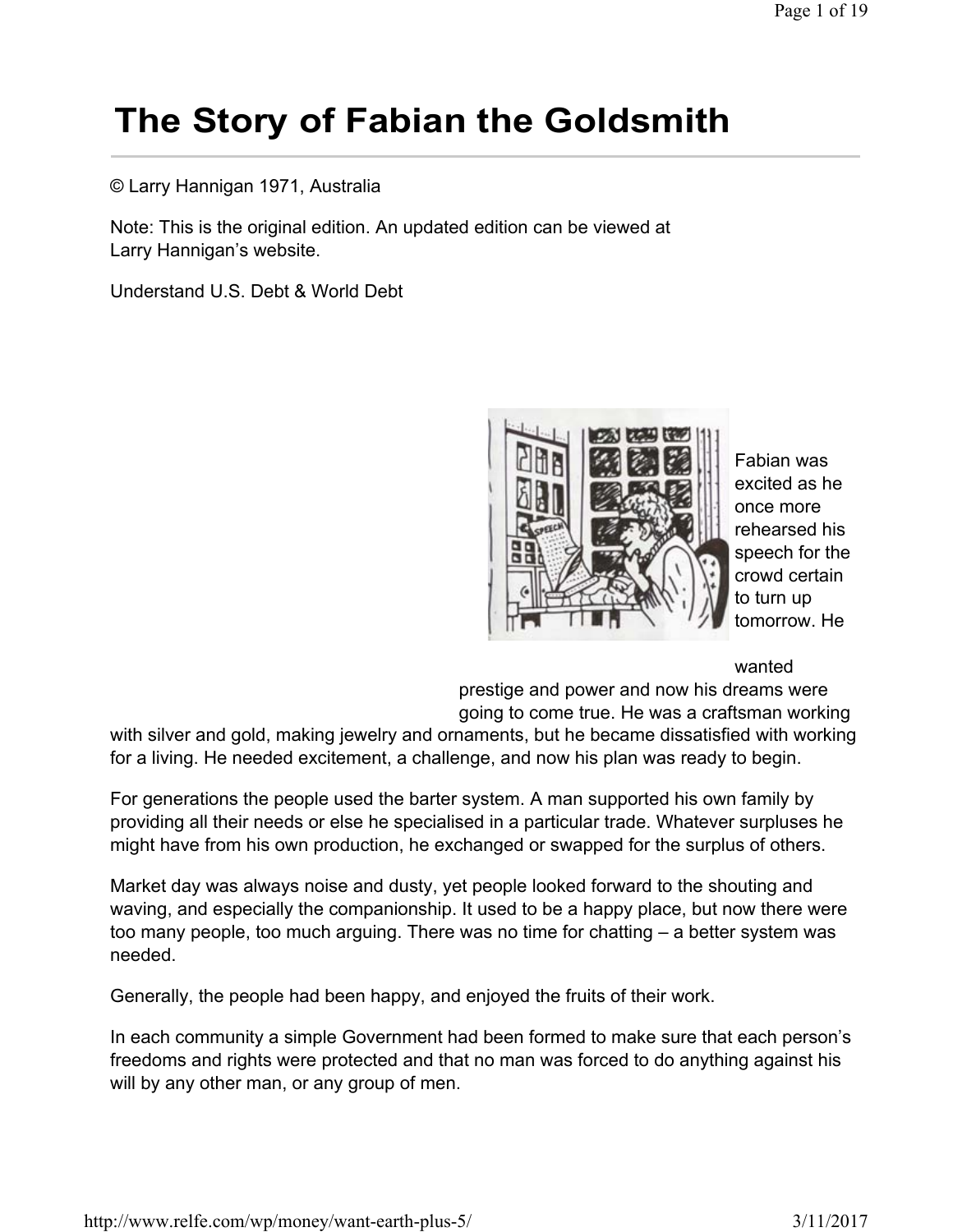# The Story of Fabian the Goldsmith

© Larry Hannigan 1971, Australia

Note: This is the original edition. An updated edition can be viewed at Larry Hannigan's website.

Understand U.S. Debt & World Debt

Fabian was excited as he once more rehearsed his speech for the crowd certain to turn up tomorrow. He wanted prestige and power and now his dreams were going to come true. He was a craftsman working with silver and gold, making jewelry and ornaments, but he became dissatisfied with working for a living. He needed excitement, a challenge, and now his plan was ready to begin.

For generations the people used the barter system. A man supported his own family by providing all their needs or else he specialised in a particular trade. Whatever surpluses he might have from his own production, he exchanged or swapped for the surplus of others.

Market day was always noise and dusty, yet people looked forward to the shouting and waving, and especially the companionship. It used to be a happy place, but now there were too many people, too much arguing. There was no time for chatting – a better system was needed.

Generally, the people had been happy, and enjoyed the fruits of their work.

In each community a simple Government had been formed to make sure that each person's freedoms and rights were protected and that no man was forced to do anything against his will by any other man, or any group of men.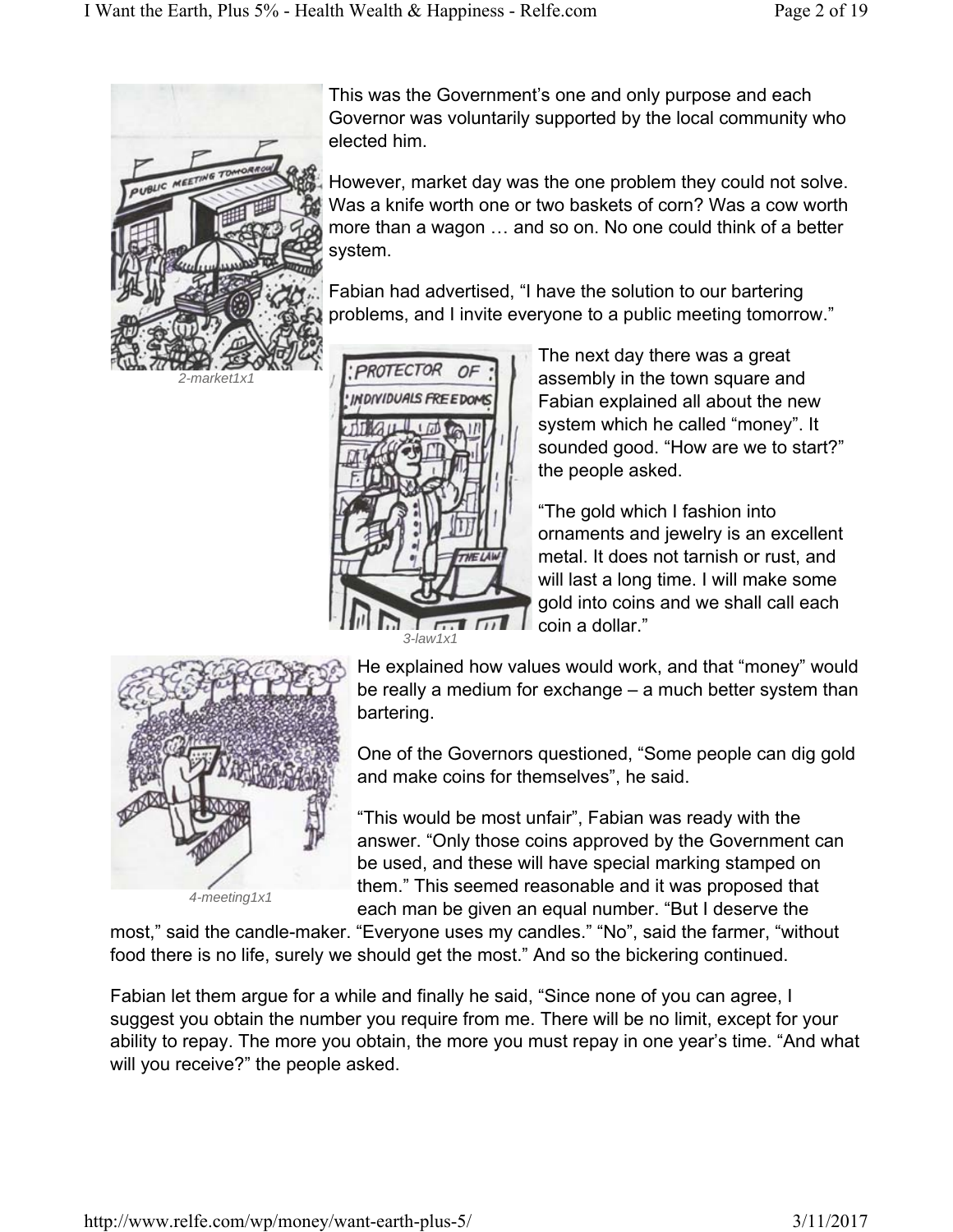This was the Government's one and only purpose and each Governor was voluntarily supported by the local community who elected him.

2-market1x1

However, market day was the one problem they could not solve. Was a knife worth one or two baskets of corn? Was a cow worth more than a wagon … and so on. No one could think of a better system.

Fabian had advertised, "I have the solution to our bartering problems, and I invite everyone to a public meeting tomorrow."

The next day there was a great assembly in the town square and Fabian explained all about the new system which he called "money". It sounded good. "How are we to start?" the people asked.

"The gold which I fashion into ornaments and jewelry is an excellent metal. It does not tarnish or rust, and will last a long time. I will make some gold into coins and we shall call each coin a dollar."

3-law1x1

He explained how values would work, and that "money" would be really a medium for exchange – a much better system than bartering.

One of the Governors questioned, "Some people can dig gold and make coins for themselves", he said.

"This would be most unfair", Fabian was ready with the answer. "Only those coins approved by the Government can be used, and these will have special marking stamped on them." This seemed reasonable and it was proposed that each man be given an equal number. "But I deserve the most," said the candle-maker. "Everyone uses my candles." "No", said the farmer, "without food there is no life, surely we should get the most." And so the bickering continued.

4-meeting1x1

Fabian let them argue for a while and finally he said, "Since none of you can agree, I suggest you obtain the number you require from me. There will be no limit, except for your ability to repay. The more you obtain, the more you must repay in one year's time. "And what will you receive?" the people asked.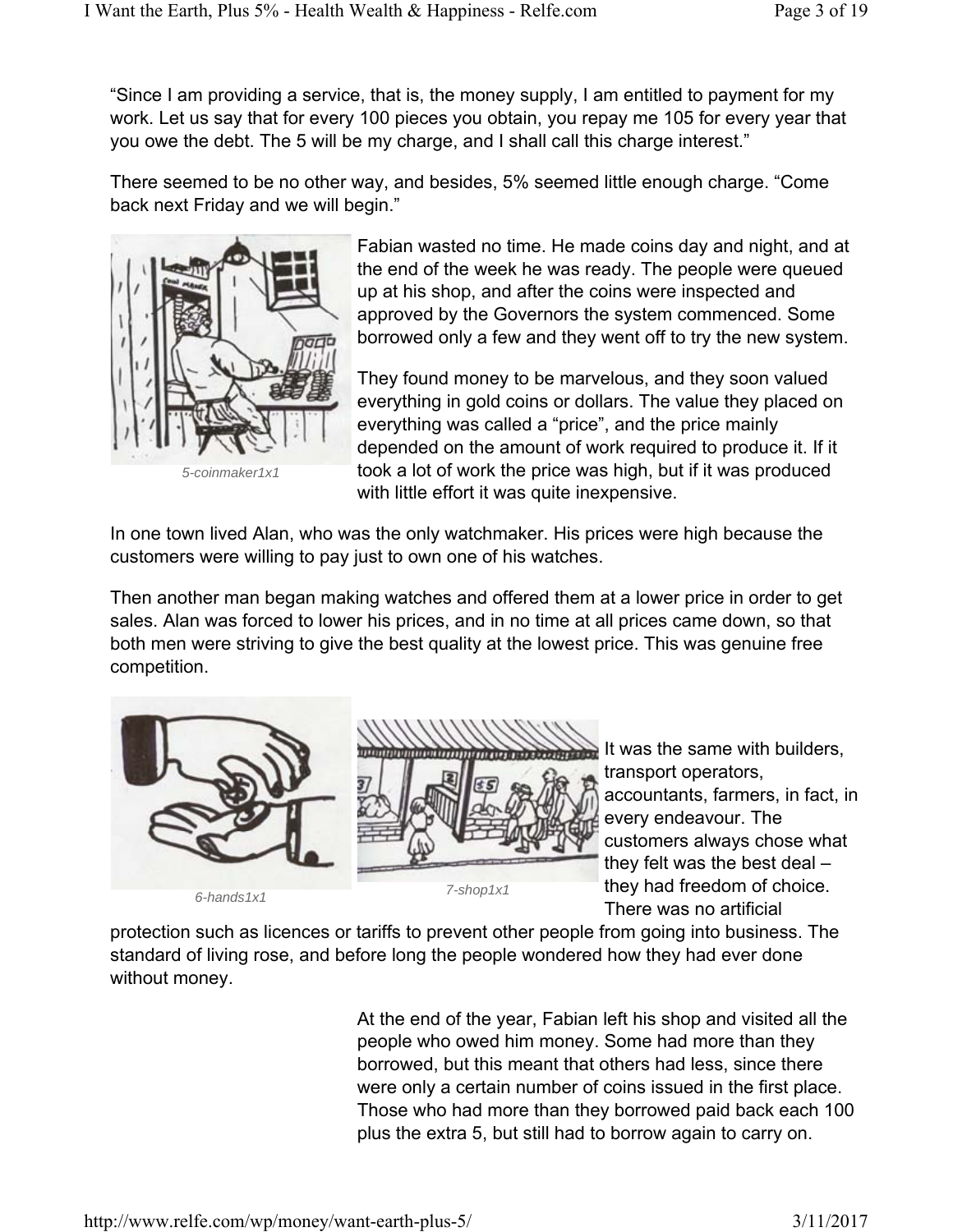"Since I am providing a service, that is, the money supply, I am entitled to payment for my work. Let us say that for every 100 pieces you obtain, you repay me 105 for every year that you owe the debt. The 5 will be my charge, and I shall call this charge interest."

There seemed to be no other way, and besides, 5% seemed little enough charge. "Come back next Friday and we will begin."

*5-coinmaker1x1*

Fabian wasted no time. He made coins day and night, and at the end of the week he was ready. The people were queued up at his shop, and after the coins were inspected and approved by the Governors the system commenced. Some borrowed only a few and they went off to try the new system.

They found money to be marvelous, and they soon valued everything in gold coins or dollars. The value they placed on everything was called a "price", and the price mainly depended on the amount of work required to produce it. If it took a lot of work the price was high, but if it was produced with little effort it was quite inexpensive.

In one town lived Alan, who was the only watchmaker. His prices were high because the customers were willing to pay just to own one of his watches.

Then another man began making watches and offered them at a lower price in order to get sales. Alan was forced to lower his prices, and in no time at all prices came down, so that both men were striving to give the best quality at the lowest price. This was genuine free competition.

*6-hands1x1*

*7-shop1x1*

It was the same with builders, transport operators, accountants, farmers, in fact, in every endeavour. The customers always chose what they felt was the best deal – they had freedom of choice. There was no artificial protection such as licences or tariffs to prevent other people from going into business. The standard of living rose, and before long the people wondered how they had ever done without money.

At the end of the year, Fabian left his shop and visited all the people who owed him money. Some had more than they borrowed, but this meant that others had less, since there were only a certain number of coins issued in the first place. Those who had more than they borrowed paid back each 100 plus the extra 5, but still had to borrow again to carry on.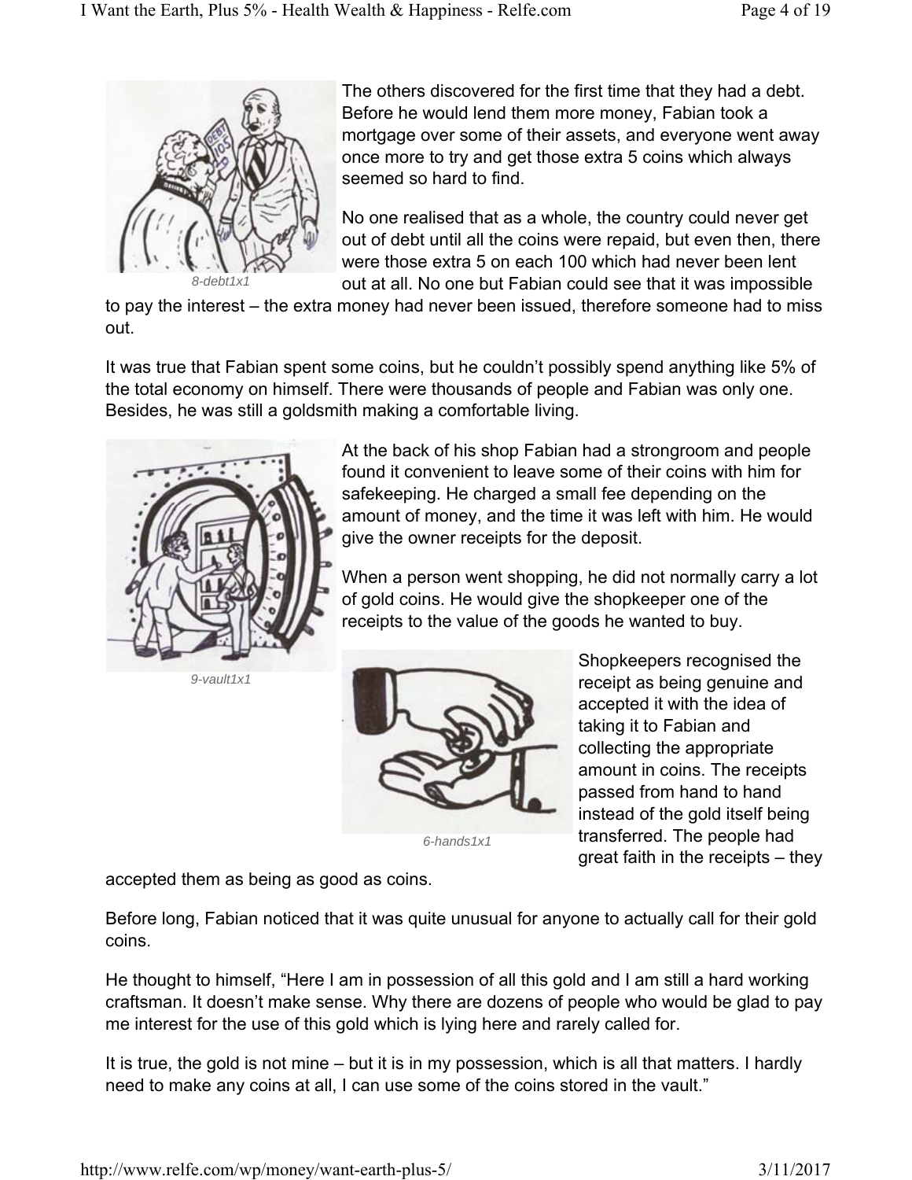The others discovered for the first time that they had a debt. Before he would lend them more money, Fabian took a mortgage over some of their assets, and everyone went away once more to try and get those extra 5 coins which always seemed so hard to find.

8-debt1x1

No one realised that as a whole, the country could never get out of debt until all the coins were repaid, but even then, there were those extra 5 on each 100 which had never been lent out at all. No one but Fabian could see that it was impossible to pay the interest – the extra money had never been issued, therefore someone had to miss out.

It was true that Fabian spent some coins, but he couldn't possibly spend anything like 5% of the total economy on himself. There were thousands of people and Fabian was only one. Besides, he was still a goldsmith making a comfortable living.

At the back of his shop Fabian had a strongroom and people found it convenient to leave some of their coins with him for safekeeping. He charged a small fee depending on the amount of money, and the time it was left with him. He would give the owner receipts for the deposit.

9-vault1x1

When a person went shopping, he did not normally carry a lot of gold coins. He would give the shopkeeper one of the receipts to the value of the goods he wanted to buy.

Shopkeepers recognised the receipt as being genuine and accepted it with the idea of taking it to Fabian and collecting the appropriate amount in coins. The receipts passed from hand to hand instead of the gold itself being transferred. The people had great faith in the receipts – they accepted them as being as good as coins.

6-hands1x1

Before long, Fabian noticed that it was quite unusual for anyone to actually call for their gold coins.

He thought to himself, "Here I am in possession of all this gold and I am still a hard working craftsman. It doesn't make sense. Why there are dozens of people who would be glad to pay me interest for the use of this gold which is lying here and rarely called for.

It is true, the gold is not mine – but it is in my possession, which is all that matters. I hardly need to make any coins at all, I can use some of the coins stored in the vault."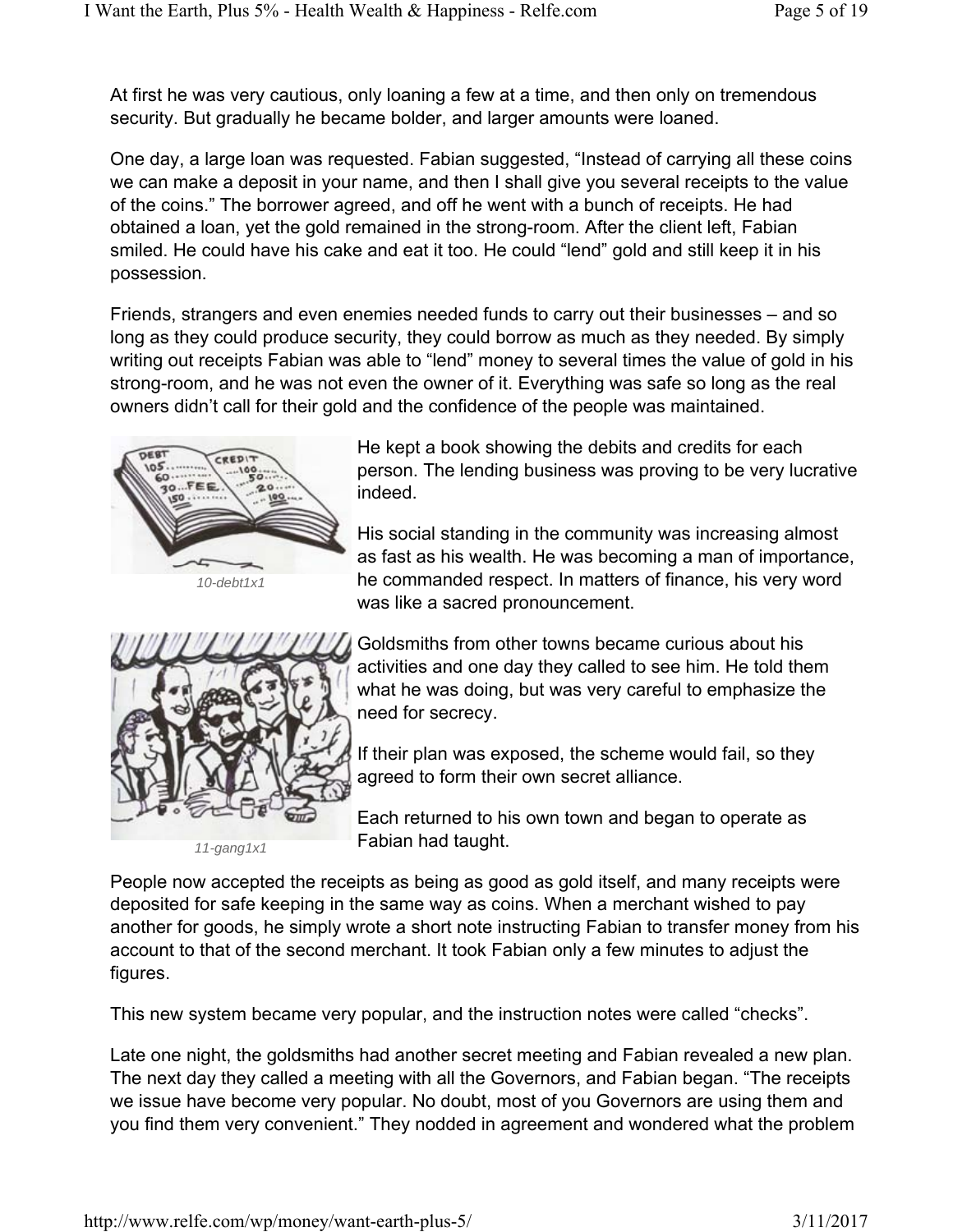At first he was very cautious, only loaning a few at a time, and then only on tremendous security. But gradually he became bolder, and larger amounts were loaned.

One day, a large loan was requested. Fabian suggested, “Instead of carrying all these coins we can make a deposit in your name, and then I shall give you several receipts to the value of the coins.” The borrower agreed, and off he went with a bunch of receipts. He had obtained a loan, yet the gold remained in the strong-room. After the client left, Fabian smiled. He could have his cake and eat it too. He could “lend” gold and still keep it in his possession.

Friends, strangers and even enemies needed funds to carry out their businesses – and so long as they could produce security, they could borrow as much as they needed. By simply writing out receipts Fabian was able to “lend” money to several times the value of gold in his strong-room, and he was not even the owner of it. Everything was safe so long as the real owners didn’t call for their gold and the confidence of the people was maintained.

*10-debt1x1*

He kept a book showing the debits and credits for each person. The lending business was proving to be very lucrative indeed.

His social standing in the community was increasing almost as fast as his wealth. He was becoming a man of importance, he commanded respect. In matters of finance, his very word was like a sacred pronouncement.

*11-gang1x1*

Goldsmiths from other towns became curious about his activities and one day they called to see him. He told them what he was doing, but was very careful to emphasize the need for secrecy.

If their plan was exposed, the scheme would fail, so they agreed to form their own secret alliance.

Each returned to his own town and began to operate as Fabian had taught.

People now accepted the receipts as being as good as gold itself, and many receipts were deposited for safe keeping in the same way as coins. When a merchant wished to pay another for goods, he simply wrote a short note instructing Fabian to transfer money from his account to that of the second merchant. It took Fabian only a few minutes to adjust the figures.

This new system became very popular, and the instruction notes were called “checks”.

Late one night, the goldsmiths had another secret meeting and Fabian revealed a new plan. The next day they called a meeting with all the Governors, and Fabian began. “The receipts we issue have become very popular. No doubt, most of you Governors are using them and you find them very convenient.” They nodded in agreement and wondered what the problem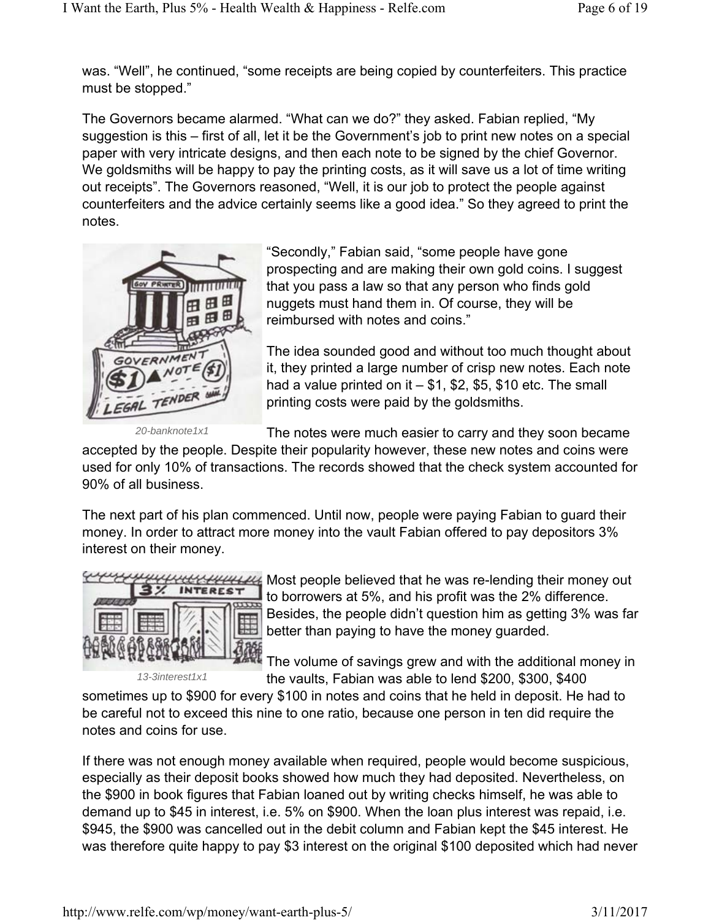was. "Well", he continued, "some receipts are being copied by counterfeiters. This practice must be stopped."

The Governors became alarmed. "What can we do?" they asked. Fabian replied, "My suggestion is this – first of all, let it be the Government's job to print new notes on a special paper with very intricate designs, and then each note to be signed by the chief Governor. We goldsmiths will be happy to pay the printing costs, as it will save us a lot of time writing out receipts". The Governors reasoned, "Well, it is our job to protect the people against counterfeiters and the advice certainly seems like a good idea." So they agreed to print the notes.

*20-banknote1x1*

"Secondly," Fabian said, "some people have gone prospecting and are making their own gold coins. I suggest that you pass a law so that any person who finds gold nuggets must hand them in. Of course, they will be reimbursed with notes and coins."

The idea sounded good and without too much thought about it, they printed a large number of crisp new notes. Each note had a value printed on it – $1, $2, $5, $10 etc. The small printing costs were paid by the goldsmiths.

The notes were much easier to carry and they soon became accepted by the people. Despite their popularity however, these new notes and coins were used for only 10% of transactions. The records showed that the check system accounted for 90% of all business.

The next part of his plan commenced. Until now, people were paying Fabian to guard their money. In order to attract more money into the vault Fabian offered to pay depositors 3% interest on their money.

*13-3interest1x1*

Most people believed that he was re-lending their money out to borrowers at 5%, and his profit was the 2% difference. Besides, the people didn't question him as getting 3% was far better than paying to have the money guarded.

The volume of savings grew and with the additional money in the vaults, Fabian was able to lend $200, $300, $400 sometimes up to $900 for every $100 in notes and coins that he held in deposit. He had to be careful not to exceed this nine to one ratio, because one person in ten did require the notes and coins for use.

If there was not enough money available when required, people would become suspicious, especially as their deposit books showed how much they had deposited. Nevertheless, on the $900 in book figures that Fabian loaned out by writing checks himself, he was able to demand up to $45 in interest, i.e. 5% on $900. When the loan plus interest was repaid, i.e. $945, the $900 was cancelled out in the debit column and Fabian kept the $45 interest. He was therefore quite happy to pay $3 interest on the original $100 deposited which had never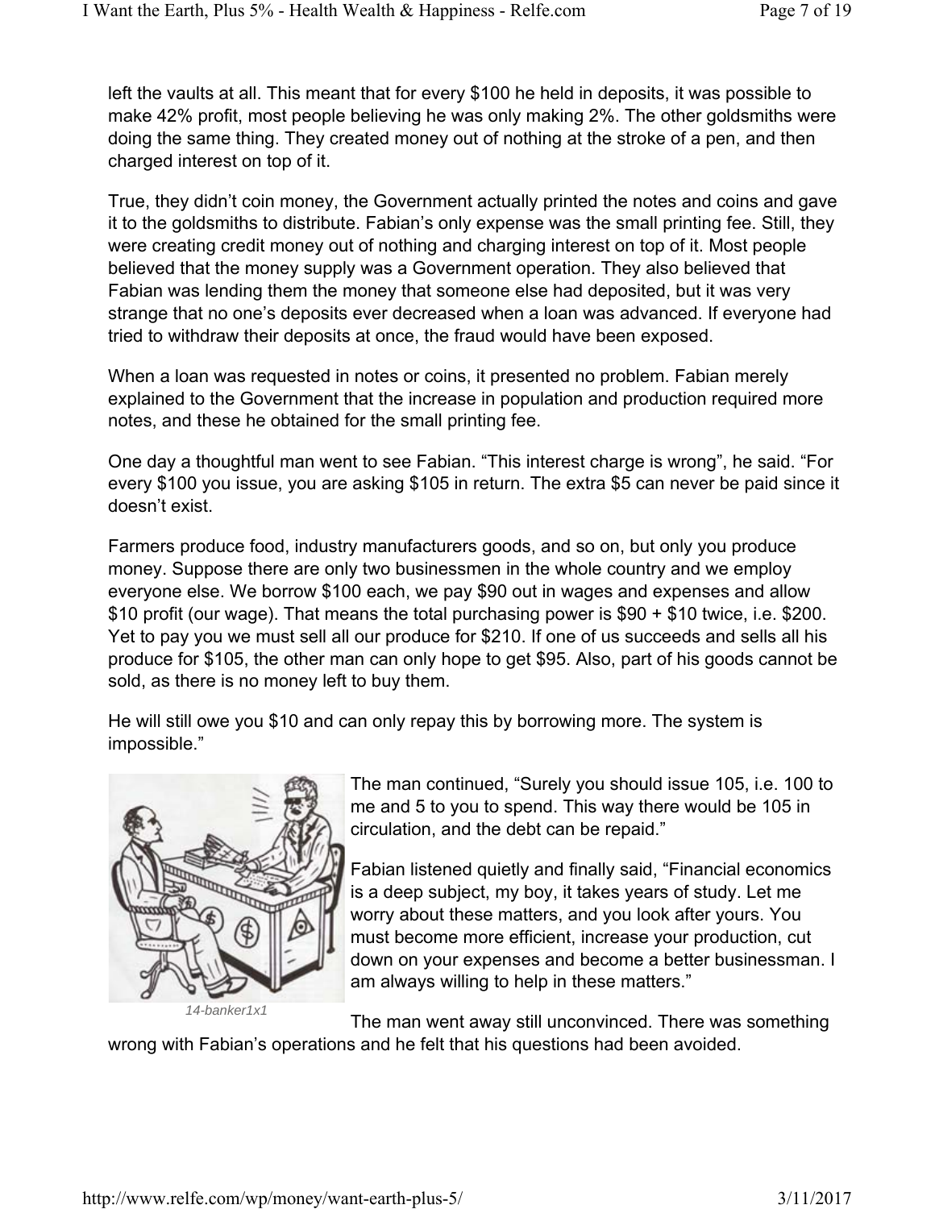left the vaults at all. This meant that for every $100 he held in deposits, it was possible to make 42% profit, most people believing he was only making 2%. The other goldsmiths were doing the same thing. They created money out of nothing at the stroke of a pen, and then charged interest on top of it.

True, they didn't coin money, the Government actually printed the notes and coins and gave it to the goldsmiths to distribute. Fabian's only expense was the small printing fee. Still, they were creating credit money out of nothing and charging interest on top of it. Most people believed that the money supply was a Government operation. They also believed that Fabian was lending them the money that someone else had deposited, but it was very strange that no one's deposits ever decreased when a loan was advanced. If everyone had tried to withdraw their deposits at once, the fraud would have been exposed.

When a loan was requested in notes or coins, it presented no problem. Fabian merely explained to the Government that the increase in population and production required more notes, and these he obtained for the small printing fee.

One day a thoughtful man went to see Fabian. "This interest charge is wrong", he said. "For every $100 you issue, you are asking $105 in return. The extra $5 can never be paid since it doesn't exist.

Farmers produce food, industry manufacturers goods, and so on, but only you produce money. Suppose there are only two businessmen in the whole country and we employ everyone else. We borrow $100 each, we pay $90 out in wages and expenses and allow $10 profit (our wage). That means the total purchasing power is $90 + $10 twice, i.e. $200. Yet to pay you we must sell all our produce for $210. If one of us succeeds and sells all his produce for $105, the other man can only hope to get $95. Also, part of his goods cannot be sold, as there is no money left to buy them.

He will still owe you $10 and can only repay this by borrowing more. The system is impossible."

*14-banker1x1*

The man continued, "Surely you should issue 105, i.e. 100 to me and 5 to you to spend. This way there would be 105 in circulation, and the debt can be repaid."

Fabian listened quietly and finally said, "Financial economics is a deep subject, my boy, it takes years of study. Let me worry about these matters, and you look after yours. You must become more efficient, increase your production, cut down on your expenses and become a better businessman. I am always willing to help in these matters."

The man went away still unconvinced. There was something wrong with Fabian's operations and he felt that his questions had been avoided.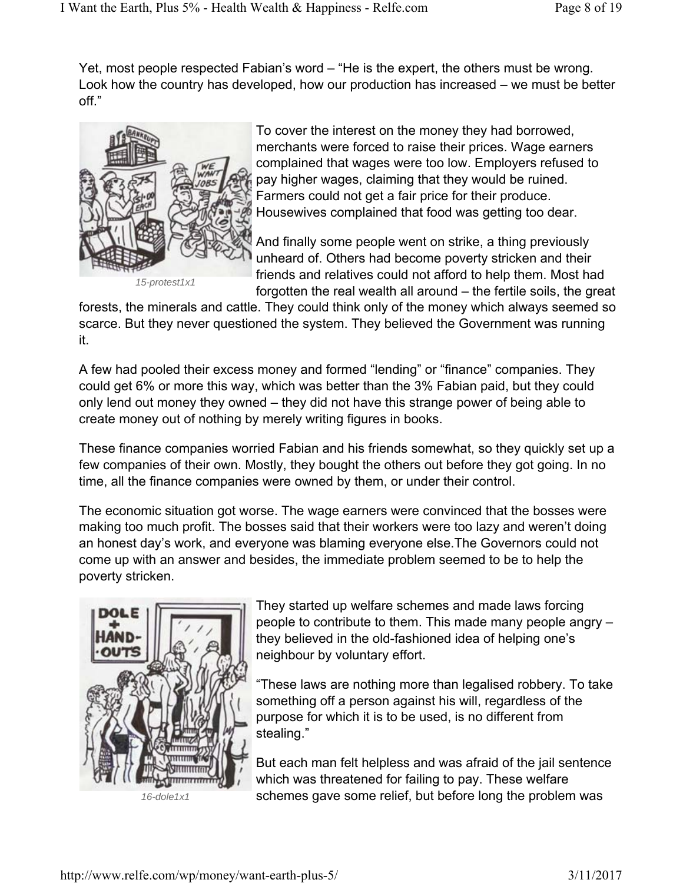Yet, most people respected Fabian's word – "He is the expert, the others must be wrong. Look how the country has developed, how our production has increased – we must be better off."

15-protest1x1

To cover the interest on the money they had borrowed, merchants were forced to raise their prices. Wage earners complained that wages were too low. Employers refused to pay higher wages, claiming that they would be ruined. Farmers could not get a fair price for their produce. Housewives complained that food was getting too dear.

And finally some people went on strike, a thing previously unheard of. Others had become poverty stricken and their friends and relatives could not afford to help them. Most had forgotten the real wealth all around – the fertile soils, the great forests, the minerals and cattle. They could think only of the money which always seemed so scarce. But they never questioned the system. They believed the Government was running it.

A few had pooled their excess money and formed "lending" or "finance" companies. They could get 6% or more this way, which was better than the 3% Fabian paid, but they could only lend out money they owned – they did not have this strange power of being able to create money out of nothing by merely writing figures in books.

These finance companies worried Fabian and his friends somewhat, so they quickly set up a few companies of their own. Mostly, they bought the others out before they got going. In no time, all the finance companies were owned by them, or under their control.

The economic situation got worse. The wage earners were convinced that the bosses were making too much profit. The bosses said that their workers were too lazy and weren't doing an honest day's work, and everyone was blaming everyone else.The Governors could not come up with an answer and besides, the immediate problem seemed to be to help the poverty stricken.

16-dole1x1

They started up welfare schemes and made laws forcing people to contribute to them. This made many people angry – they believed in the old-fashioned idea of helping one's neighbour by voluntary effort.

"These laws are nothing more than legalised robbery. To take something off a person against his will, regardless of the purpose for which it is to be used, is no different from stealing."

But each man felt helpless and was afraid of the jail sentence which was threatened for failing to pay. These welfare schemes gave some relief, but before long the problem was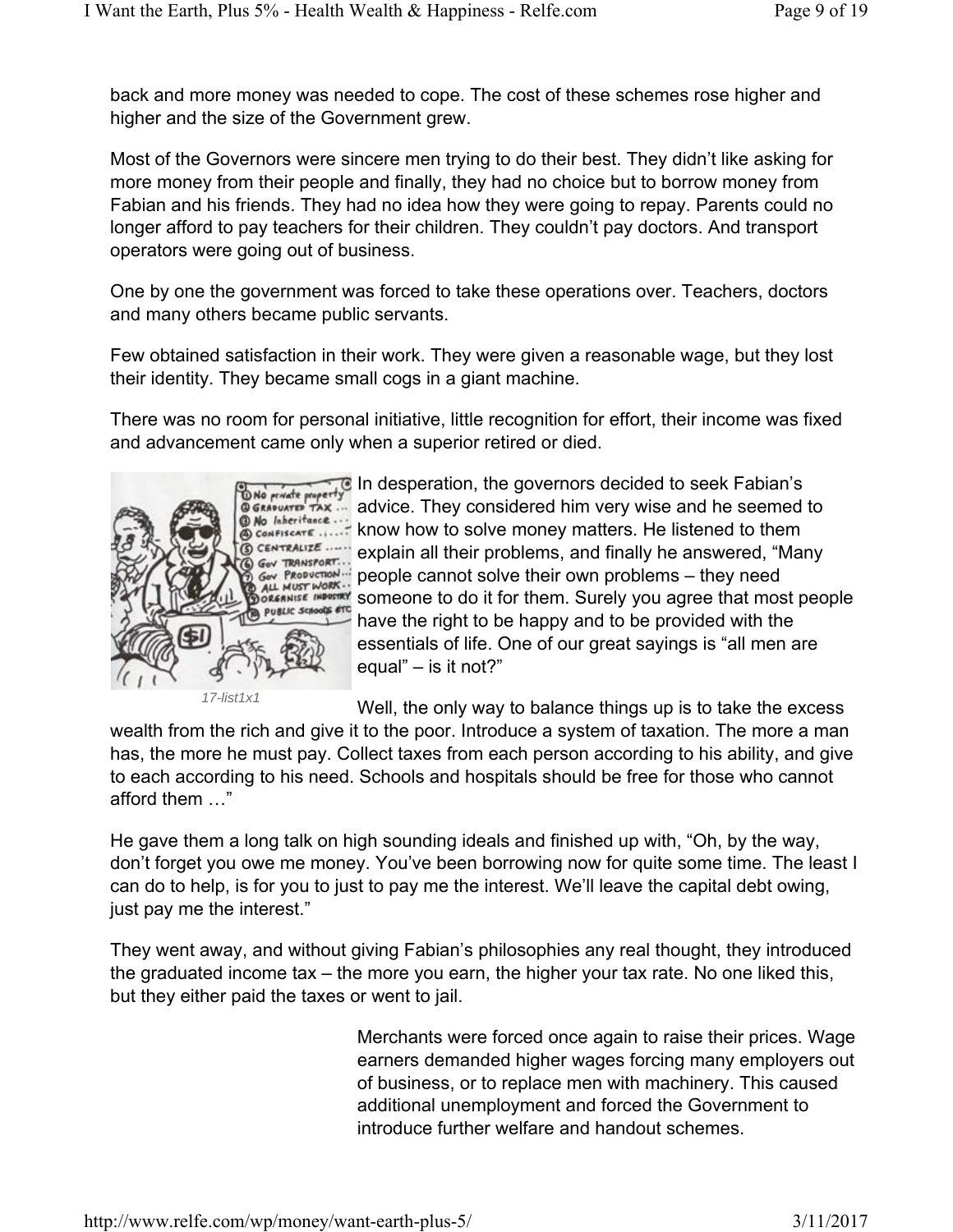back and more money was needed to cope. The cost of these schemes rose higher and higher and the size of the Government grew.

Most of the Governors were sincere men trying to do their best. They didn't like asking for more money from their people and finally, they had no choice but to borrow money from Fabian and his friends. They had no idea how they were going to repay. Parents could no longer afford to pay teachers for their children. They couldn't pay doctors. And transport operators were going out of business.

One by one the government was forced to take these operations over. Teachers, doctors and many others became public servants.

Few obtained satisfaction in their work. They were given a reasonable wage, but they lost their identity. They became small cogs in a giant machine.

There was no room for personal initiative, little recognition for effort, their income was fixed and advancement came only when a superior retired or died.

17-list1x1

In desperation, the governors decided to seek Fabian's advice. They considered him very wise and he seemed to know how to solve money matters. He listened to them explain all their problems, and finally he answered, "Many people cannot solve their own problems – they need someone to do it for them. Surely you agree that most people have the right to be happy and to be provided with the essentials of life. One of our great sayings is "all men are equal" – is it not?"

Well, the only way to balance things up is to take the excess wealth from the rich and give it to the poor. Introduce a system of taxation. The more a man has, the more he must pay. Collect taxes from each person according to his ability, and give to each according to his need. Schools and hospitals should be free for those who cannot afford them …"

He gave them a long talk on high sounding ideals and finished up with, "Oh, by the way, don't forget you owe me money. You've been borrowing now for quite some time. The least I can do to help, is for you to just to pay me the interest. We'll leave the capital debt owing, just pay me the interest."

They went away, and without giving Fabian's philosophies any real thought, they introduced the graduated income tax – the more you earn, the higher your tax rate. No one liked this, but they either paid the taxes or went to jail.

Merchants were forced once again to raise their prices. Wage earners demanded higher wages forcing many employers out of business, or to replace men with machinery. This caused additional unemployment and forced the Government to introduce further welfare and handout schemes.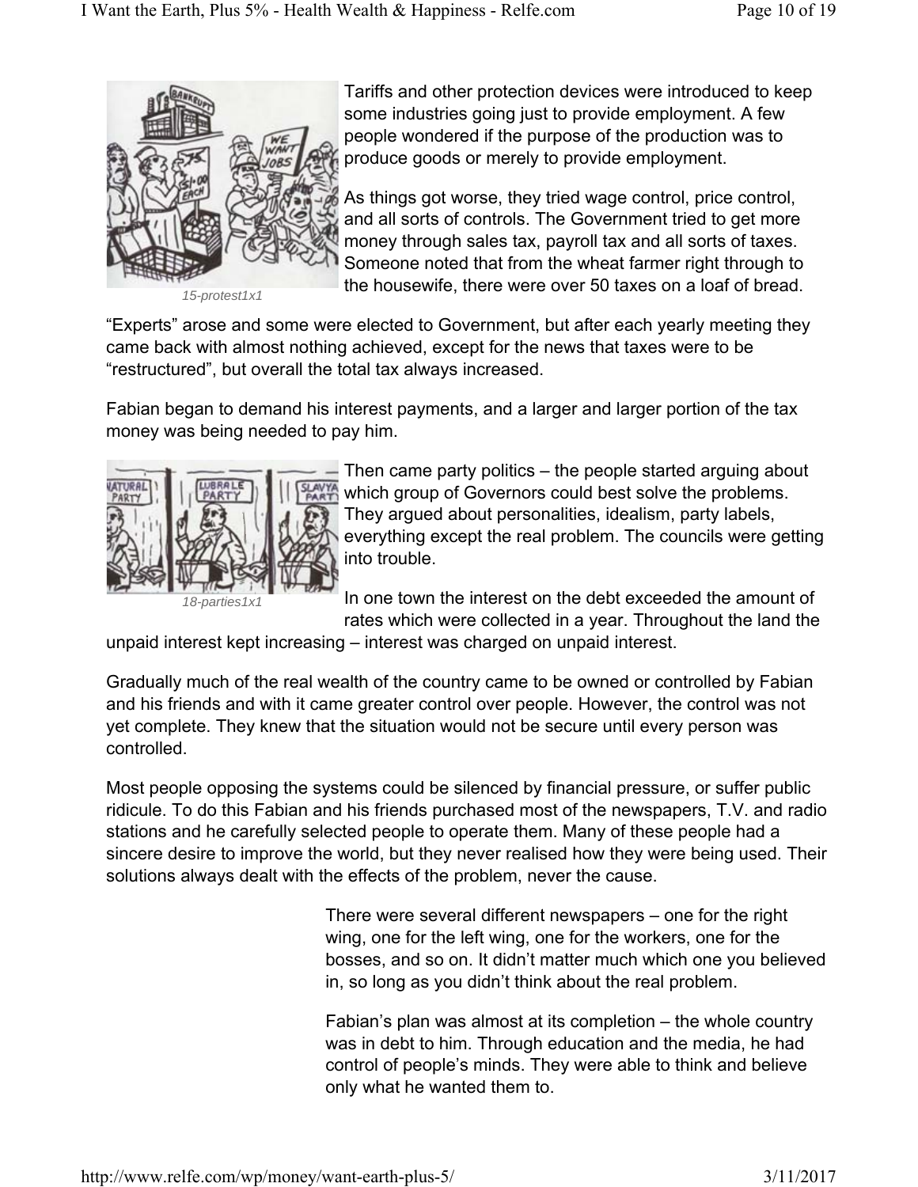Tariffs and other protection devices were introduced to keep some industries going just to provide employment. A few people wondered if the purpose of the production was to produce goods or merely to provide employment.

As things got worse, they tried wage control, price control, and all sorts of controls. The Government tried to get more money through sales tax, payroll tax and all sorts of taxes. Someone noted that from the wheat farmer right through to the housewife, there were over 50 taxes on a loaf of bread.

15-protest1x1

"Experts" arose and some were elected to Government, but after each yearly meeting they came back with almost nothing achieved, except for the news that taxes were to be "restructured", but overall the total tax always increased.

Fabian began to demand his interest payments, and a larger and larger portion of the tax money was being needed to pay him.

Then came party politics – the people started arguing about which group of Governors could best solve the problems. They argued about personalities, idealism, party labels, everything except the real problem. The councils were getting into trouble.

18-parties1x1

In one town the interest on the debt exceeded the amount of rates which were collected in a year. Throughout the land the unpaid interest kept increasing – interest was charged on unpaid interest.

Gradually much of the real wealth of the country came to be owned or controlled by Fabian and his friends and with it came greater control over people. However, the control was not yet complete. They knew that the situation would not be secure until every person was controlled.

Most people opposing the systems could be silenced by financial pressure, or suffer public ridicule. To do this Fabian and his friends purchased most of the newspapers, T.V. and radio stations and he carefully selected people to operate them. Many of these people had a sincere desire to improve the world, but they never realised how they were being used. Their solutions always dealt with the effects of the problem, never the cause.

There were several different newspapers – one for the right wing, one for the left wing, one for the workers, one for the bosses, and so on. It didn't matter much which one you believed in, so long as you didn't think about the real problem.

Fabian's plan was almost at its completion – the whole country was in debt to him. Through education and the media, he had control of people's minds. They were able to think and believe only what he wanted them to.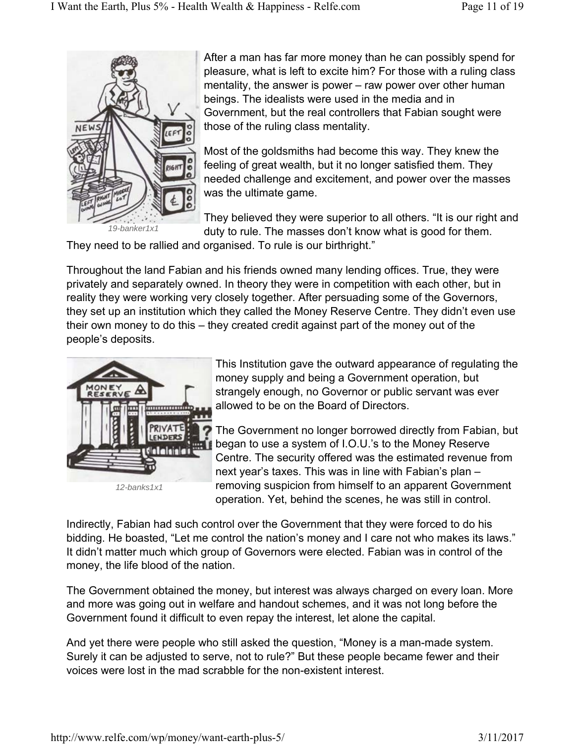19-banker1x1

After a man has far more money than he can possibly spend for pleasure, what is left to excite him? For those with a ruling class mentality, the answer is power – raw power over other human beings. The idealists were used in the media and in Government, but the real controllers that Fabian sought were those of the ruling class mentality.

Most of the goldsmiths had become this way. They knew the feeling of great wealth, but it no longer satisfied them. They needed challenge and excitement, and power over the masses was the ultimate game.

They believed they were superior to all others. "It is our right and duty to rule. The masses don't know what is good for them. They need to be rallied and organised. To rule is our birthright."

Throughout the land Fabian and his friends owned many lending offices. True, they were privately and separately owned. In theory they were in competition with each other, but in reality they were working very closely together. After persuading some of the Governors, they set up an institution which they called the Money Reserve Centre. They didn't even use their own money to do this – they created credit against part of the money out of the people's deposits.

12-banks1x1

This Institution gave the outward appearance of regulating the money supply and being a Government operation, but strangely enough, no Governor or public servant was ever allowed to be on the Board of Directors.

The Government no longer borrowed directly from Fabian, but began to use a system of I.O.U.'s to the Money Reserve Centre. The security offered was the estimated revenue from next year's taxes. This was in line with Fabian's plan – removing suspicion from himself to an apparent Government operation. Yet, behind the scenes, he was still in control.

Indirectly, Fabian had such control over the Government that they were forced to do his bidding. He boasted, "Let me control the nation's money and I care not who makes its laws." It didn't matter much which group of Governors were elected. Fabian was in control of the money, the life blood of the nation.

The Government obtained the money, but interest was always charged on every loan. More and more was going out in welfare and handout schemes, and it was not long before the Government found it difficult to even repay the interest, let alone the capital.

And yet there were people who still asked the question, "Money is a man-made system. Surely it can be adjusted to serve, not to rule?" But these people became fewer and their voices were lost in the mad scrabble for the non-existent interest.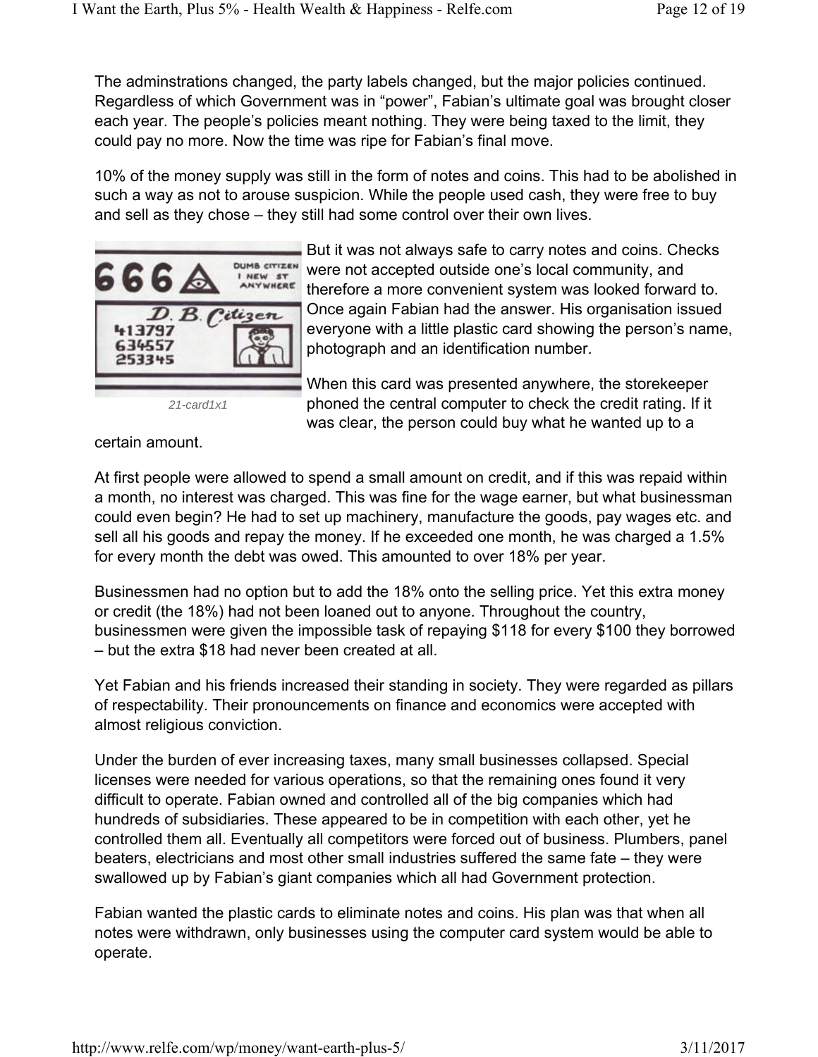The adminstrations changed, the party labels changed, but the major policies continued. Regardless of which Government was in "power", Fabian's ultimate goal was brought closer each year. The people's policies meant nothing. They were being taxed to the limit, they could pay no more. Now the time was ripe for Fabian's final move.

10% of the money supply was still in the form of notes and coins. This had to be abolished in such a way as not to arouse suspicion. While the people used cash, they were free to buy and sell as they chose – they still had some control over their own lives.

21-card1x1

But it was not always safe to carry notes and coins. Checks were not accepted outside one's local community, and therefore a more convenient system was looked forward to. Once again Fabian had the answer. His organisation issued everyone with a little plastic card showing the person's name, photograph and an identification number.

When this card was presented anywhere, the storekeeper phoned the central computer to check the credit rating. If it was clear, the person could buy what he wanted up to a certain amount.

At first people were allowed to spend a small amount on credit, and if this was repaid within a month, no interest was charged. This was fine for the wage earner, but what businessman could even begin? He had to set up machinery, manufacture the goods, pay wages etc. and sell all his goods and repay the money. If he exceeded one month, he was charged a 1.5% for every month the debt was owed. This amounted to over 18% per year.

Businessmen had no option but to add the 18% onto the selling price. Yet this extra money or credit (the 18%) had not been loaned out to anyone. Throughout the country, businessmen were given the impossible task of repaying $118 for every $100 they borrowed – but the extra $18 had never been created at all.

Yet Fabian and his friends increased their standing in society. They were regarded as pillars of respectability. Their pronouncements on finance and economics were accepted with almost religious conviction.

Under the burden of ever increasing taxes, many small businesses collapsed. Special licenses were needed for various operations, so that the remaining ones found it very difficult to operate. Fabian owned and controlled all of the big companies which had hundreds of subsidiaries. These appeared to be in competition with each other, yet he controlled them all. Eventually all competitors were forced out of business. Plumbers, panel beaters, electricians and most other small industries suffered the same fate – they were swallowed up by Fabian's giant companies which all had Government protection.

Fabian wanted the plastic cards to eliminate notes and coins. His plan was that when all notes were withdrawn, only businesses using the computer card system would be able to operate.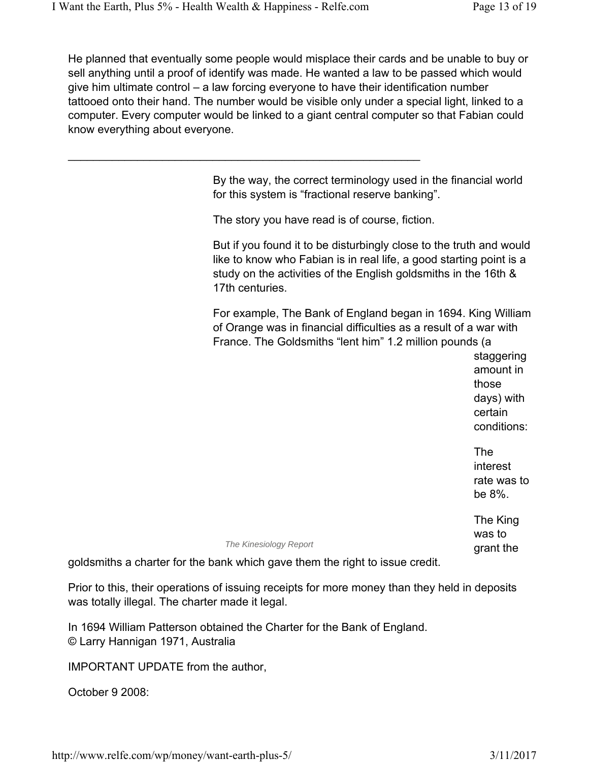He planned that eventually some people would misplace their cards and be unable to buy or sell anything until a proof of identify was made. He wanted a law to be passed which would give him ultimate control – a law forcing everyone to have their identification number tattooed onto their hand. The number would be visible only under a special light, linked to a computer. Every computer would be linked to a giant central computer so that Fabian could know everything about everyone.

---

By the way, the correct terminology used in the financial world for this system is "fractional reserve banking".

The story you have read is of course, fiction.

But if you found it to be disturbingly close to the truth and would like to know who Fabian is in real life, a good starting point is a study on the activities of the English goldsmiths in the 16th & 17th centuries.

For example, The Bank of England began in 1694. King William of Orange was in financial difficulties as a result of a war with France. The Goldsmiths "lent him" 1.2 million pounds (a staggering amount in those days) with certain conditions:

The interest rate was to be 8%.

The King was to grant the goldsmiths a charter for the bank which gave them the right to issue credit.

*The Kinesiology Report*

Prior to this, their operations of issuing receipts for more money than they held in deposits was totally illegal. The charter made it legal.

In 1694 William Patterson obtained the Charter for the Bank of England.
© Larry Hannigan 1971, Australia

IMPORTANT UPDATE from the author,

October 9 2008: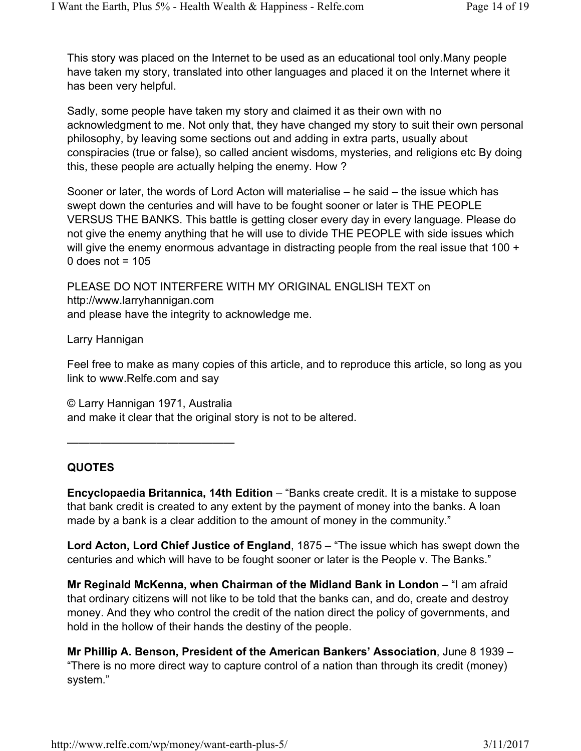This story was placed on the Internet to be used as an educational tool only.Many people have taken my story, translated into other languages and placed it on the Internet where it has been very helpful.

Sadly, some people have taken my story and claimed it as their own with no acknowledgment to me. Not only that, they have changed my story to suit their own personal philosophy, by leaving some sections out and adding in extra parts, usually about conspiracies (true or false), so called ancient wisdoms, mysteries, and religions etc By doing this, these people are actually helping the enemy. How ?

Sooner or later, the words of Lord Acton will materialise – he said – the issue which has swept down the centuries and will have to be fought sooner or later is THE PEOPLE VERSUS THE BANKS. This battle is getting closer every day in every language. Please do not give the enemy anything that he will use to divide THE PEOPLE with side issues which will give the enemy enormous advantage in distracting people from the real issue that 100 + 0 does not = 105

PLEASE DO NOT INTERFERE WITH MY ORIGINAL ENGLISH TEXT on
http://www.larryhannigan.com
and please have the integrity to acknowledge me.

Larry Hannigan

Feel free to make as many copies of this article, and to reproduce this article, so long as you link to www.Relfe.com and say

© Larry Hannigan 1971, Australia
and make it clear that the original story is not to be altered.

---

**QUOTES**

**Encyclopaedia Britannica, 14th Edition** – "Banks create credit. It is a mistake to suppose that bank credit is created to any extent by the payment of money into the banks. A loan made by a bank is a clear addition to the amount of money in the community."

**Lord Acton, Lord Chief Justice of England**, 1875 – "The issue which has swept down the centuries and which will have to be fought sooner or later is the People v. The Banks."

**Mr Reginald McKenna, when Chairman of the Midland Bank in London** – "I am afraid that ordinary citizens will not like to be told that the banks can, and do, create and destroy money. And they who control the credit of the nation direct the policy of governments, and hold in the hollow of their hands the destiny of the people.

**Mr Phillip A. Benson, President of the American Bankers' Association**, June 8 1939 – "There is no more direct way to capture control of a nation than through its credit (money) system."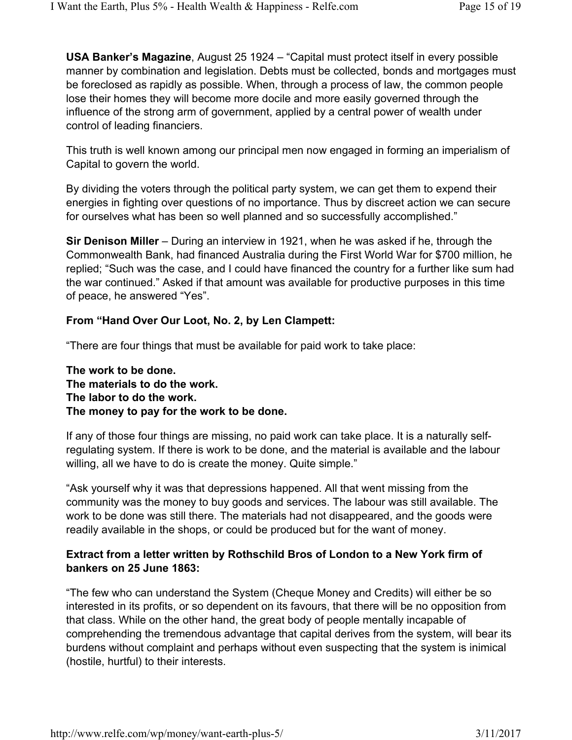**USA Banker's Magazine**, August 25 1924 – "Capital must protect itself in every possible manner by combination and legislation. Debts must be collected, bonds and mortgages must be foreclosed as rapidly as possible. When, through a process of law, the common people lose their homes they will become more docile and more easily governed through the influence of the strong arm of government, applied by a central power of wealth under control of leading financiers.

This truth is well known among our principal men now engaged in forming an imperialism of Capital to govern the world.

By dividing the voters through the political party system, we can get them to expend their energies in fighting over questions of no importance. Thus by discreet action we can secure for ourselves what has been so well planned and so successfully accomplished."

**Sir Denison Miller** – During an interview in 1921, when he was asked if he, through the Commonwealth Bank, had financed Australia during the First World War for $700 million, he replied; "Such was the case, and I could have financed the country for a further like sum had the war continued." Asked if that amount was available for productive purposes in this time of peace, he answered "Yes".

**From "Hand Over Our Loot, No. 2, by Len Clampett:**

"There are four things that must be available for paid work to take place:

**The work to be done.**
**The materials to do the work.**
**The labor to do the work.**
**The money to pay for the work to be done.**

If any of those four things are missing, no paid work can take place. It is a naturally self-regulating system. If there is work to be done, and the material is available and the labour willing, all we have to do is create the money. Quite simple."

"Ask yourself why it was that depressions happened. All that went missing from the community was the money to buy goods and services. The labour was still available. The work to be done was still there. The materials had not disappeared, and the goods were readily available in the shops, or could be produced but for the want of money.

**Extract from a letter written by Rothschild Bros of London to a New York firm of bankers on 25 June 1863:**

"The few who can understand the System (Cheque Money and Credits) will either be so interested in its profits, or so dependent on its favours, that there will be no opposition from that class. While on the other hand, the great body of people mentally incapable of comprehending the tremendous advantage that capital derives from the system, will bear its burdens without complaint and perhaps without even suspecting that the system is inimical (hostile, hurtful) to their interests.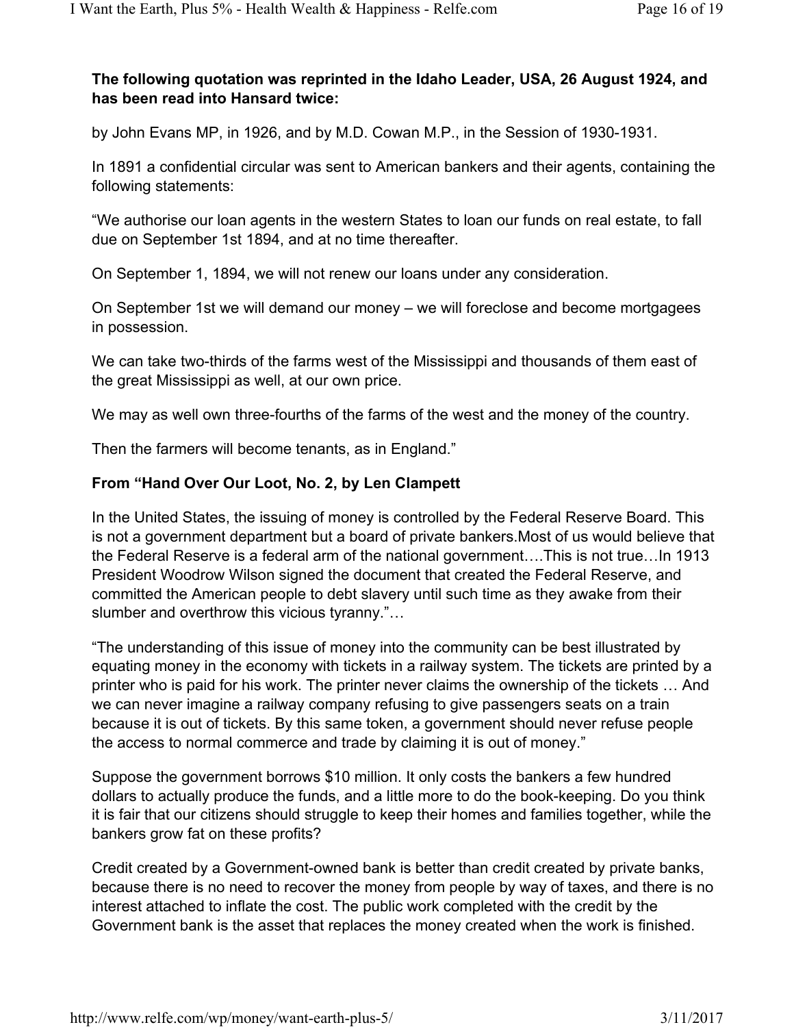**The following quotation was reprinted in the Idaho Leader, USA, 26 August 1924, and has been read into Hansard twice:**

by John Evans MP, in 1926, and by M.D. Cowan M.P., in the Session of 1930-1931.

In 1891 a confidential circular was sent to American bankers and their agents, containing the following statements:

"We authorise our loan agents in the western States to loan our funds on real estate, to fall due on September 1st 1894, and at no time thereafter.

On September 1, 1894, we will not renew our loans under any consideration.

On September 1st we will demand our money – we will foreclose and become mortgagees in possession.

We can take two-thirds of the farms west of the Mississippi and thousands of them east of the great Mississippi as well, at our own price.

We may as well own three-fourths of the farms of the west and the money of the country.

Then the farmers will become tenants, as in England."

**From "Hand Over Our Loot, No. 2, by Len Clampett**

In the United States, the issuing of money is controlled by the Federal Reserve Board. This is not a government department but a board of private bankers.Most of us would believe that the Federal Reserve is a federal arm of the national government….This is not true…In 1913 President Woodrow Wilson signed the document that created the Federal Reserve, and committed the American people to debt slavery until such time as they awake from their slumber and overthrow this vicious tyranny."…

"The understanding of this issue of money into the community can be best illustrated by equating money in the economy with tickets in a railway system. The tickets are printed by a printer who is paid for his work. The printer never claims the ownership of the tickets … And we can never imagine a railway company refusing to give passengers seats on a train because it is out of tickets. By this same token, a government should never refuse people the access to normal commerce and trade by claiming it is out of money."

Suppose the government borrows $10 million. It only costs the bankers a few hundred dollars to actually produce the funds, and a little more to do the book-keeping. Do you think it is fair that our citizens should struggle to keep their homes and families together, while the bankers grow fat on these profits?

Credit created by a Government-owned bank is better than credit created by private banks, because there is no need to recover the money from people by way of taxes, and there is no interest attached to inflate the cost. The public work completed with the credit by the Government bank is the asset that replaces the money created when the work is finished.